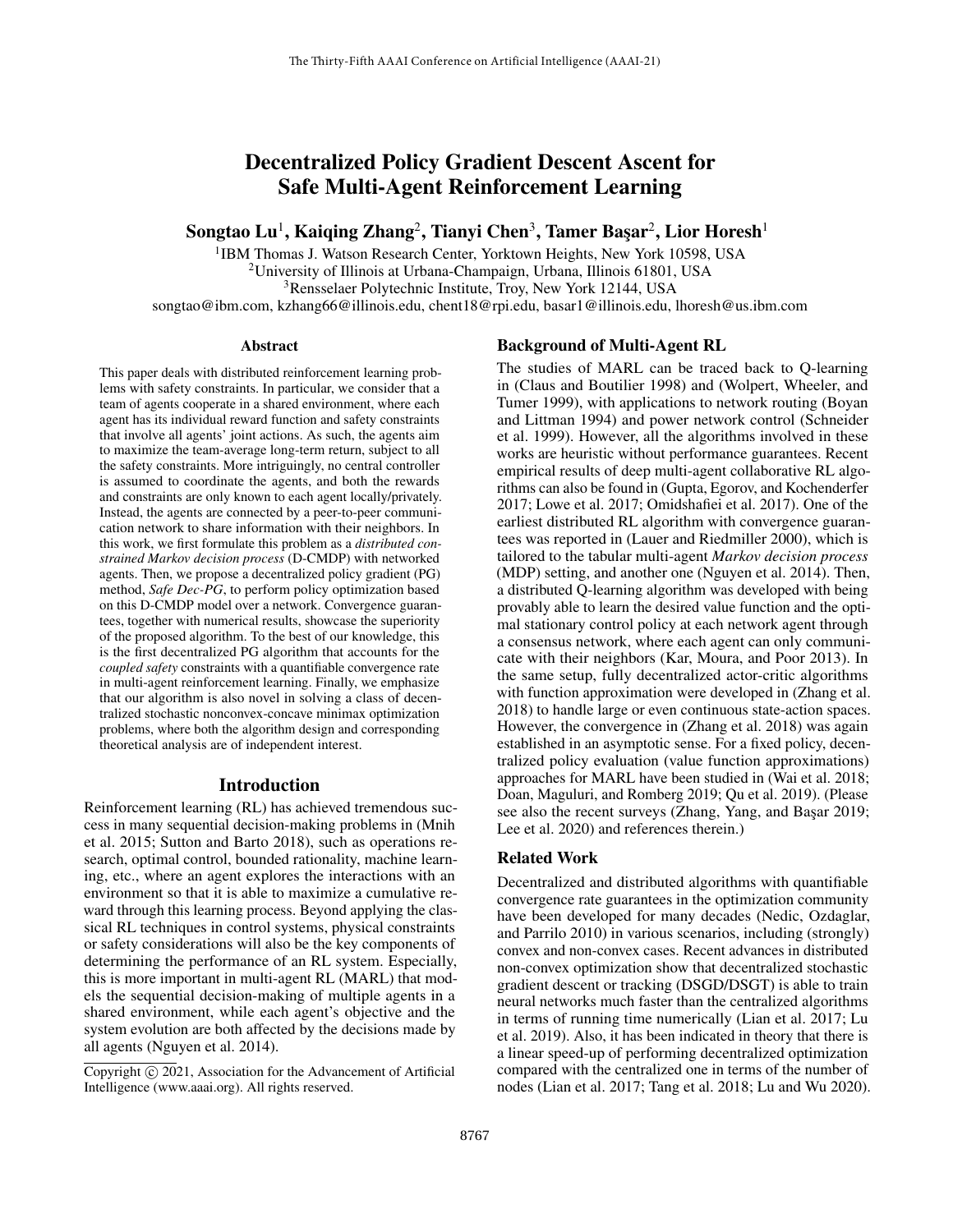# Decentralized Policy Gradient Descent Ascent for Safe Multi-Agent Reinforcement Learning

**Songtao Lu[1], Kaiqing Zhang[2], Tianyi Chen[3], Tamer Başar[2], Lior Horesh[1]**

[1]IBM Thomas J. Watson Research Center, Yorktown Heights, New York 10598, USA
[2]University of Illinois at Urbana-Champaign, Urbana, Illinois 61801, USA
[3]Rensselaer Polytechnic Institute, Troy, New York 12144, USA
songtao@ibm.com, kzhang66@illinois.edu, chent18@rpi.edu, basar1@illinois.edu, lhoresh@us.ibm.com

## Abstract

This paper deals with distributed reinforcement learning problems with safety constraints. In particular, we consider that a team of agents cooperate in a shared environment, where each agent has its individual reward function and safety constraints that involve all agents' joint actions. As such, the agents aim to maximize the team-average long-term return, subject to all the safety constraints. More intriguingly, no central controller is assumed to coordinate the agents, and both the rewards and constraints are only known to each agent locally/privately. Instead, the agents are connected by a peer-to-peer communication network to share information with their neighbors. In this work, we first formulate this problem as a *distributed constrained Markov decision process* (D-CMDP) with networked agents. Then, we propose a decentralized policy gradient (PG) method, *Safe Dec-PG*, to perform policy optimization based on this D-CMDP model over a network. Convergence guarantees, together with numerical results, showcase the superiority of the proposed algorithm. To the best of our knowledge, this is the first decentralized PG algorithm that accounts for the *coupled safety* constraints with a quantifiable convergence rate in multi-agent reinforcement learning. Finally, we emphasize that our algorithm is also novel in solving a class of decentralized stochastic nonconvex-concave minimax optimization problems, where both the algorithm design and corresponding theoretical analysis are of independent interest.

## Introduction

Reinforcement learning (RL) has achieved tremendous success in many sequential decision-making problems in (Mnih et al. 2015; Sutton and Barto 2018), such as operations research, optimal control, bounded rationality, machine learning, etc., where an agent explores the interactions with an environment so that it is able to maximize a cumulative reward through this learning process. Beyond applying the classical RL techniques in control systems, physical constraints or safety considerations will also be the key components of determining the performance of an RL system. Especially, this is more important in multi-agent RL (MARL) that models the sequential decision-making of multiple agents in a shared environment, while each agent's objective and the system evolution are both affected by the decisions made by all agents (Nguyen et al. 2014).

Copyright © 2021, Association for the Advancement of Artificial Intelligence (www.aaai.org). All rights reserved.

### Background of Multi-Agent RL

The studies of MARL can be traced back to Q-learning in (Claus and Boutilier 1998) and (Wolpert, Wheeler, and Tumer 1999), with applications to network routing (Boyan and Littman 1994) and power network control (Schneider et al. 1999). However, all the algorithms involved in these works are heuristic without performance guarantees. Recent empirical results of deep multi-agent collaborative RL algorithms can also be found in (Gupta, Egorov, and Kochenderfer 2017; Lowe et al. 2017; Omidshafiei et al. 2017). One of the earliest distributed RL algorithm with convergence guarantees was reported in (Lauer and Riedmiller 2000), which is tailored to the tabular multi-agent *Markov decision process* (MDP) setting, and another one (Nguyen et al. 2014). Then, a distributed Q-learning algorithm was developed with being provably able to learn the desired value function and the optimal stationary control policy at each network agent through a consensus network, where each agent can only communicate with their neighbors (Kar, Moura, and Poor 2013). In the same setup, fully decentralized actor-critic algorithms with function approximation were developed in (Zhang et al. 2018) to handle large or even continuous state-action spaces. However, the convergence in (Zhang et al. 2018) was again established in an asymptotic sense. For a fixed policy, decentralized policy evaluation (value function approximations) approaches for MARL have been studied in (Wai et al. 2018; Doan, Maguluri, and Romberg 2019; Qu et al. 2019). (Please see also the recent surveys (Zhang, Yang, and Başar 2019; Lee et al. 2020) and references therein.)

### Related Work

Decentralized and distributed algorithms with quantifiable convergence rate guarantees in the optimization community have been developed for many decades (Nedic, Ozdaglar, and Parrilo 2010) in various scenarios, including (strongly) convex and non-convex cases. Recent advances in distributed non-convex optimization show that decentralized stochastic gradient descent or tracking (DSGD/DSGT) is able to train neural networks much faster than the centralized algorithms in terms of running time numerically (Lian et al. 2017; Lu et al. 2019). Also, it has been indicated in theory that there is a linear speed-up of performing decentralized optimization compared with the centralized one in terms of the number of nodes (Lian et al. 2017; Tang et al. 2018; Lu and Wu 2020).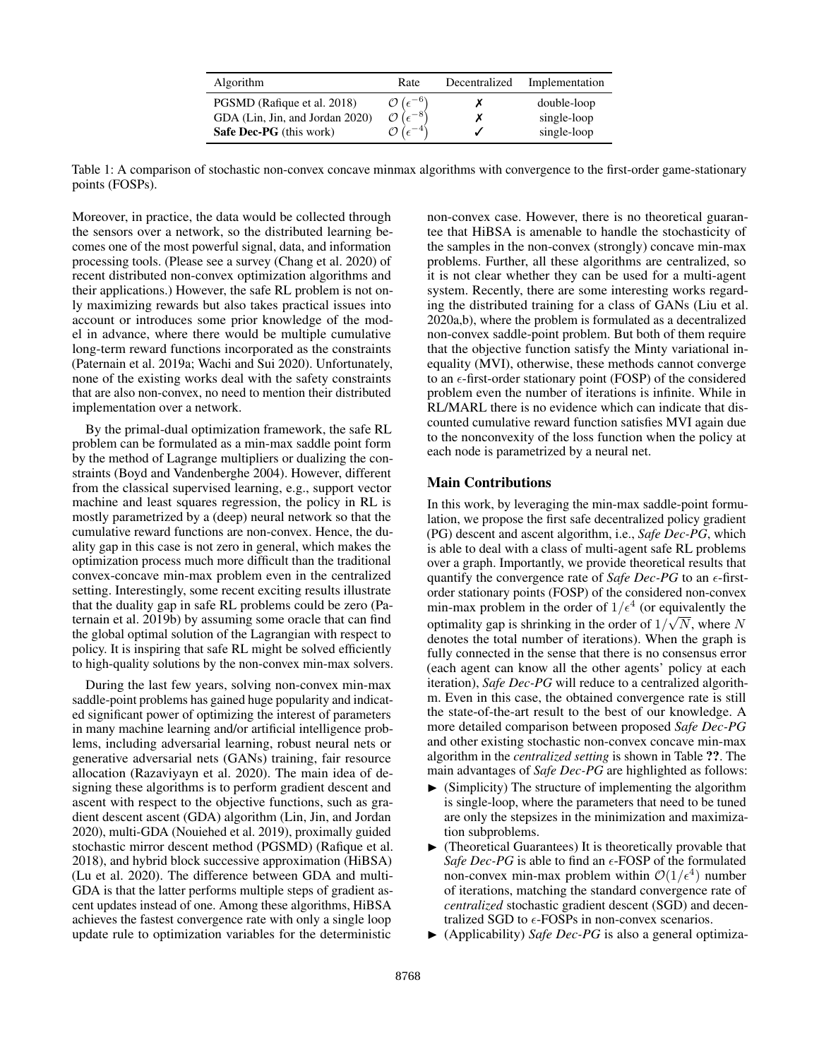| Algorithm | Rate | Decentralized | Implementation |
|---|---|---|---|
| PGSMD (Rafique et al. 2018) | $\mathcal{O}\left(\epsilon^{-6}\right)$ | ✗ | double-loop |
| GDA (Lin, Jin, and Jordan 2020) | $\mathcal{O}\left(\epsilon^{-8}\right)$ | ✗ | single-loop |
| **Safe Dec-PG** (this work) | $\mathcal{O}\left(\epsilon^{-4}\right)$ | ✓ | single-loop |

Table 1: A comparison of stochastic non-convex concave minmax algorithms with convergence to the first-order game-stationary points (FOSPs).

Moreover, in practice, the data would be collected through the sensors over a network, so the distributed learning becomes one of the most powerful signal, data, and information processing tools. (Please see a survey (Chang et al. 2020) of recent distributed non-convex optimization algorithms and their applications.) However, the safe RL problem is not only maximizing rewards but also takes practical issues into account or introduces some prior knowledge of the model in advance, where there would be multiple cumulative long-term reward functions incorporated as the constraints (Paternain et al. 2019a; Wachi and Sui 2020). Unfortunately, none of the existing works deal with the safety constraints that are also non-convex, no need to mention their distributed implementation over a network.

By the primal-dual optimization framework, the safe RL problem can be formulated as a min-max saddle point form by the method of Lagrange multipliers or dualizing the constraints (Boyd and Vandenberghe 2004). However, different from the classical supervised learning, e.g., support vector machine and least squares regression, the policy in RL is mostly parametrized by a (deep) neural network so that the cumulative reward functions are non-convex. Hence, the duality gap in this case is not zero in general, which makes the optimization process much more difficult than the traditional convex-concave min-max problem even in the centralized setting. Interestingly, some recent exciting results illustrate that the duality gap in safe RL problems could be zero (Paternain et al. 2019b) by assuming some oracle that can find the global optimal solution of the Lagrangian with respect to policy. It is inspiring that safe RL might be solved efficiently to high-quality solutions by the non-convex min-max solvers.

During the last few years, solving non-convex min-max saddle-point problems has gained huge popularity and indicated significant power of optimizing the interest of parameters in many machine learning and/or artificial intelligence problems, including adversarial learning, robust neural nets or generative adversarial nets (GANs) training, fair resource allocation (Razaviyayn et al. 2020). The main idea of designing these algorithms is to perform gradient descent and ascent with respect to the objective functions, such as gradient descent ascent (GDA) algorithm (Lin, Jin, and Jordan 2020), multi-GDA (Nouiehed et al. 2019), proximally guided stochastic mirror descent method (PGSMD) (Rafique et al. 2018), and hybrid block successive approximation (HiBSA) (Lu et al. 2020). The difference between GDA and multi-GDA is that the latter performs multiple steps of gradient ascent updates instead of one. Among these algorithms, HiBSA achieves the fastest convergence rate with only a single loop update rule to optimization variables for the deterministic non-convex case. However, there is no theoretical guarantee that HiBSA is amenable to handle the stochasticity of the samples in the non-convex (strongly) concave min-max problems. Further, all these algorithms are centralized, so it is not clear whether they can be used for a multi-agent system. Recently, there are some interesting works regarding the distributed training for a class of GANs (Liu et al. 2020a,b), where the problem is formulated as a decentralized non-convex saddle-point problem. But both of them require that the objective function satisfy the Minty variational inequality (MVI), otherwise, these methods cannot converge to an $\epsilon$-first-order stationary point (FOSP) of the considered problem even the number of iterations is infinite. While in RL/MARL there is no evidence which can indicate that discounted cumulative reward function satisfies MVI again due to the nonconvexity of the loss function when the policy at each node is parametrized by a neural net.

## Main Contributions

In this work, by leveraging the min-max saddle-point formulation, we propose the first safe decentralized policy gradient (PG) descent and ascent algorithm, i.e., *Safe Dec-PG*, which is able to deal with a class of multi-agent safe RL problems over a graph. Importantly, we provide theoretical results that quantify the convergence rate of *Safe Dec-PG* to an $\epsilon$-first-order stationary points (FOSP) of the considered non-convex min-max problem in the order of $1/\epsilon^4$ (or equivalently the optimality gap is shrinking in the order of $1/\sqrt{N}$, where $N$ denotes the total number of iterations). When the graph is fully connected in the sense that there is no consensus error (each agent can know all the other agents' policy at each iteration), *Safe Dec-PG* will reduce to a centralized algorithm. Even in this case, the obtained convergence rate is still the state-of-the-art result to the best of our knowledge. A more detailed comparison between proposed *Safe Dec-PG* and other existing stochastic non-convex concave min-max algorithm in the *centralized setting* is shown in Table **??**. The main advantages of *Safe Dec-PG* are highlighted as follows:

- ► (Simplicity) The structure of implementing the algorithm is single-loop, where the parameters that need to be tuned are only the stepsizes in the minimization and maximization subproblems.
- ► (Theoretical Guarantees) It is theoretically provable that *Safe Dec-PG* is able to find an $\epsilon$-FOSP of the formulated non-convex min-max problem within $\mathcal{O}(1/\epsilon^4)$ number of iterations, matching the standard convergence rate of *centralized* stochastic gradient descent (SGD) and decentralized SGD to $\epsilon$-FOSPs in non-convex scenarios.
- ► (Applicability) *Safe Dec-PG* is also a general optimiza-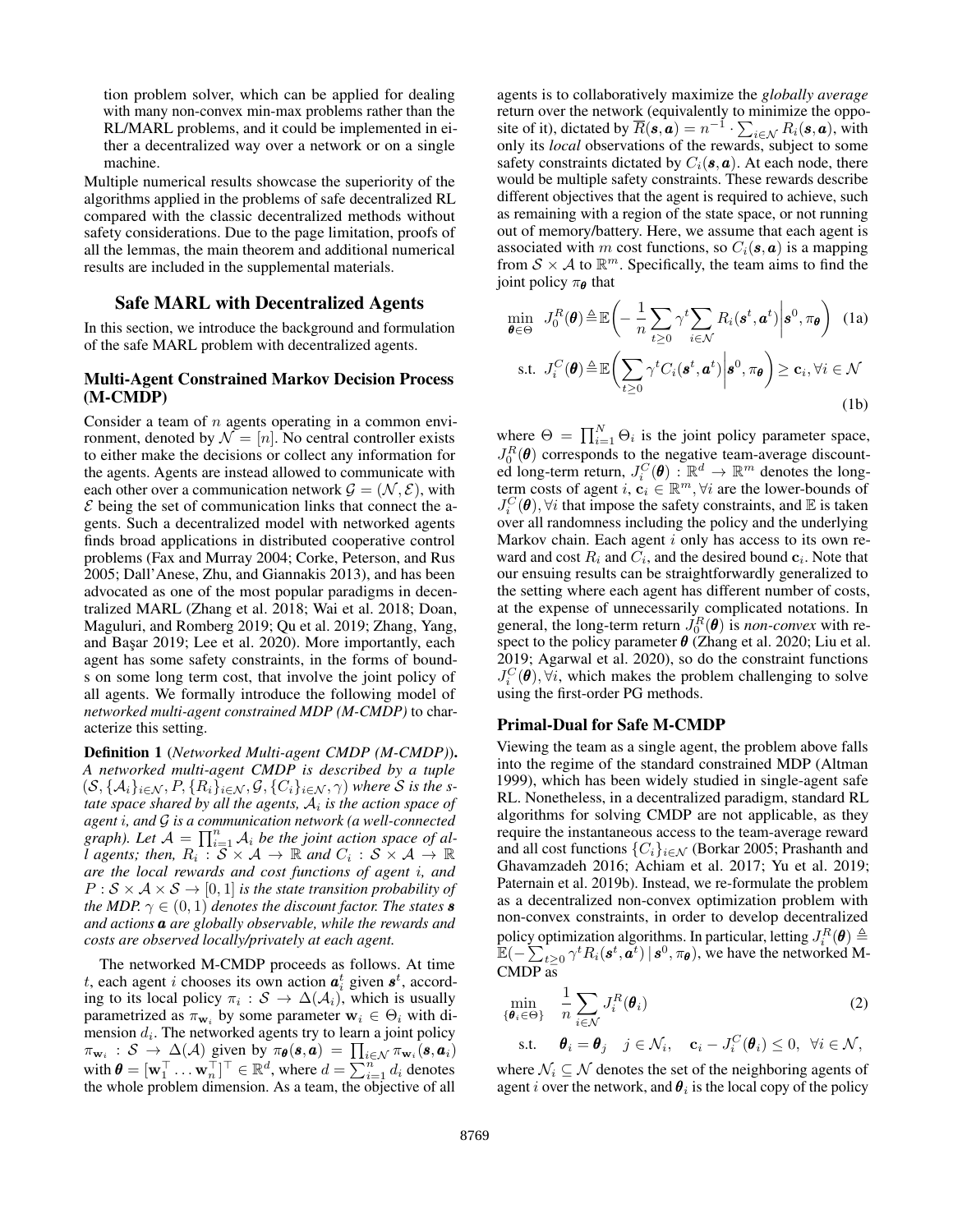tion problem solver, which can be applied for dealing with many non-convex min-max problems rather than the RL/MARL problems, and it could be implemented in either a decentralized way over a network or on a single machine.

Multiple numerical results showcase the superiority of the algorithms applied in the problems of safe decentralized RL compared with the classic decentralized methods without safety considerations. Due to the page limitation, proofs of all the lemmas, the main theorem and additional numerical results are included in the supplemental materials.

## Safe MARL with Decentralized Agents

In this section, we introduce the background and formulation of the safe MARL problem with decentralized agents.

### Multi-Agent Constrained Markov Decision Process (M-CMDP)

Consider a team of $n$ agents operating in a common environment, denoted by $\mathcal{N} = [n]$. No central controller exists to either make the decisions or collect any information for the agents. Agents are instead allowed to communicate with each other over a communication network $\mathcal{G} = (\mathcal{N}, \mathcal{E})$, with $\mathcal{E}$ being the set of communication links that connect the agents. Such a decentralized model with networked agents finds broad applications in distributed cooperative control problems (Fax and Murray 2004; Corke, Peterson, and Rus 2005; Dall'Anese, Zhu, and Giannakis 2013), and has been advocated as one of the most popular paradigms in decentralized MARL (Zhang et al. 2018; Wai et al. 2018; Doan, Maguluri, and Romberg 2019; Qu et al. 2019; Zhang, Yang, and Başar 2019; Lee et al. 2020). More importantly, each agent has some safety constraints, in the forms of bounds on some long term cost, that involve the joint policy of all agents. We formally introduce the following model of *networked multi-agent constrained MDP (M-CMDP)* to characterize this setting.

**Definition 1** (*Networked Multi-agent CMDP (M-CMDP)*). *A networked multi-agent CMDP is described by a tuple $(\mathcal{S}, \{\mathcal{A}_i\}_{i\in\mathcal{N}}, P, \{R_i\}_{i\in\mathcal{N}}, \mathcal{G}, \{C_i\}_{i\in\mathcal{N}}, \gamma)$ where $\mathcal{S}$ is the state space shared by all the agents, $\mathcal{A}_i$ is the action space of agent $i$, and $\mathcal{G}$ is a communication network (a well-connected graph). Let $\mathcal{A} = \prod_{i=1}^n \mathcal{A}_i$ be the joint action space of all agents; then, $R_i : \mathcal{S} \times \mathcal{A} \to \mathbb{R}$ and $C_i : \mathcal{S} \times \mathcal{A} \to \mathbb{R}$ are the local rewards and cost functions of agent $i$, and $P : \mathcal{S} \times \mathcal{A} \times \mathcal{S} \to [0, 1]$ is the state transition probability of the MDP. $\gamma \in (0, 1)$ denotes the discount factor. The states $\boldsymbol{s}$ and actions $\boldsymbol{a}$ are globally observable, while the rewards and costs are observed locally/privately at each agent.*

The networked M-CMDP proceeds as follows. At time $t$, each agent $i$ chooses its own action $\boldsymbol{a}_i^t$ given $\boldsymbol{s}^t$, according to its local policy $\pi_i : \mathcal{S} \to \Delta(\mathcal{A}_i)$, which is usually parametrized as $\pi_{\mathbf{w}_i}$ by some parameter $\mathbf{w}_i \in \Theta_i$ with dimension $d_i$. The networked agents try to learn a joint policy $\pi_{\mathbf{w}_i} : \mathcal{S} \to \Delta(\mathcal{A})$ given by $\pi_{\boldsymbol{\theta}}(\boldsymbol{s}, \boldsymbol{a}) = \prod_{i\in\mathcal{N}} \pi_{\mathbf{w}_i}(\boldsymbol{s}, \boldsymbol{a}_i)$ with $\boldsymbol{\theta} = [\mathbf{w}_1^\top \dots \mathbf{w}_n^\top]^\top \in \mathbb{R}^d$, where $d = \sum_{i=1}^n d_i$ denotes the whole problem dimension. As a team, the objective of all agents is to collaboratively maximize the *globally average* return over the network (equivalently to minimize the opposite of it), dictated by $\overline{R}(\boldsymbol{s}, \boldsymbol{a}) = n^{-1} \cdot \sum_{i\in\mathcal{N}} R_i(\boldsymbol{s}, \boldsymbol{a})$, with only its *local* observations of the rewards, subject to some safety constraints dictated by $C_i(\boldsymbol{s}, \boldsymbol{a})$. At each node, there would be multiple safety constraints. These rewards describe different objectives that the agent is required to achieve, such as remaining with a region of the state space, or not running out of memory/battery. Here, we assume that each agent is associated with $m$ cost functions, so $C_i(\boldsymbol{s}, \boldsymbol{a})$ is a mapping from $\mathcal{S} \times \mathcal{A}$ to $\mathbb{R}^m$. Specifically, the team aims to find the joint policy $\pi_{\boldsymbol{\theta}}$ that

$$\min_{\boldsymbol{\theta}\in\Theta} \quad J_0^R(\boldsymbol{\theta}) \triangleq \mathbb{E}\bigg(-\frac{1}{n}\sum_{t\geq 0}\gamma^t \sum_{i\in\mathcal{N}} R_i(\boldsymbol{s}^t, \boldsymbol{a}^t)\bigg|\boldsymbol{s}^0, \pi_{\boldsymbol{\theta}}\bigg) \quad \text{(1a)}$$

$$\text{s.t.} \quad J_i^C(\boldsymbol{\theta}) \triangleq \mathbb{E}\bigg(\sum_{t\geq 0}\gamma^t C_i(\boldsymbol{s}^t, \boldsymbol{a}^t)\bigg|\boldsymbol{s}^0, \pi_{\boldsymbol{\theta}}\bigg) \geq \mathbf{c}_i, \forall i \in \mathcal{N} \quad \text{(1b)}$$

where $\Theta = \prod_{i=1}^N \Theta_i$ is the joint policy parameter space, $J_0^R(\boldsymbol{\theta})$ corresponds to the negative team-average discounted long-term return, $J_i^C(\boldsymbol{\theta}) : \mathbb{R}^d \to \mathbb{R}^m$ denotes the long-term costs of agent $i$, $\mathbf{c}_i \in \mathbb{R}^m, \forall i$ are the lower-bounds of $J_i^C(\boldsymbol{\theta}), \forall i$ that impose the safety constraints, and $\mathbb{E}$ is taken over all randomness including the policy and the underlying Markov chain. Each agent $i$ only has access to its own reward and cost $R_i$ and $C_i$, and the desired bound $\mathbf{c}_i$. Note that our ensuing results can be straightforwardly generalized to the setting where each agent has different number of costs, at the expense of unnecessarily complicated notations. In general, the long-term return $J_0^R(\boldsymbol{\theta})$ is *non-convex* with respect to the policy parameter $\boldsymbol{\theta}$ (Zhang et al. 2020; Liu et al. 2019; Agarwal et al. 2020), so do the constraint functions $J_i^C(\boldsymbol{\theta}), \forall i$, which makes the problem challenging to solve using the first-order PG methods.

### Primal-Dual for Safe M-CMDP

Viewing the team as a single agent, the problem above falls into the regime of the standard constrained MDP (Altman 1999), which has been widely studied in single-agent safe RL. Nonetheless, in a decentralized paradigm, standard RL algorithms for solving CMDP are not applicable, as they require the instantaneous access to the team-average reward and all cost functions $\{C_i\}_{i\in\mathcal{N}}$ (Borkar 2005; Prashanth and Ghavamzadeh 2016; Achiam et al. 2017; Yu et al. 2019; Paternain et al. 2019b). Instead, we re-formulate the problem as a decentralized non-convex optimization problem with non-convex constraints, in order to develop decentralized policy optimization algorithms. In particular, letting $J_i^R(\boldsymbol{\theta}) \triangleq \mathbb{E}(-\sum_{t\geq 0}\gamma^t R_i(\boldsymbol{s}^t, \boldsymbol{a}^t) \,|\, \boldsymbol{s}^0, \pi_{\boldsymbol{\theta}})$, we have the networked M-CMDP as

$$\min_{\{\boldsymbol{\theta}_i\in\Theta\}} \quad \frac{1}{n}\sum_{i\in\mathcal{N}} J_i^R(\boldsymbol{\theta}_i) \tag{2}$$

$$\text{s.t.} \quad \boldsymbol{\theta}_i = \boldsymbol{\theta}_j \quad j \in \mathcal{N}_i, \quad \mathbf{c}_i - J_i^C(\boldsymbol{\theta}_i) \leq 0, \;\; \forall i \in \mathcal{N},$$

where $\mathcal{N}_i \subseteq \mathcal{N}$ denotes the set of the neighboring agents of agent $i$ over the network, and $\boldsymbol{\theta}_i$ is the local copy of the policy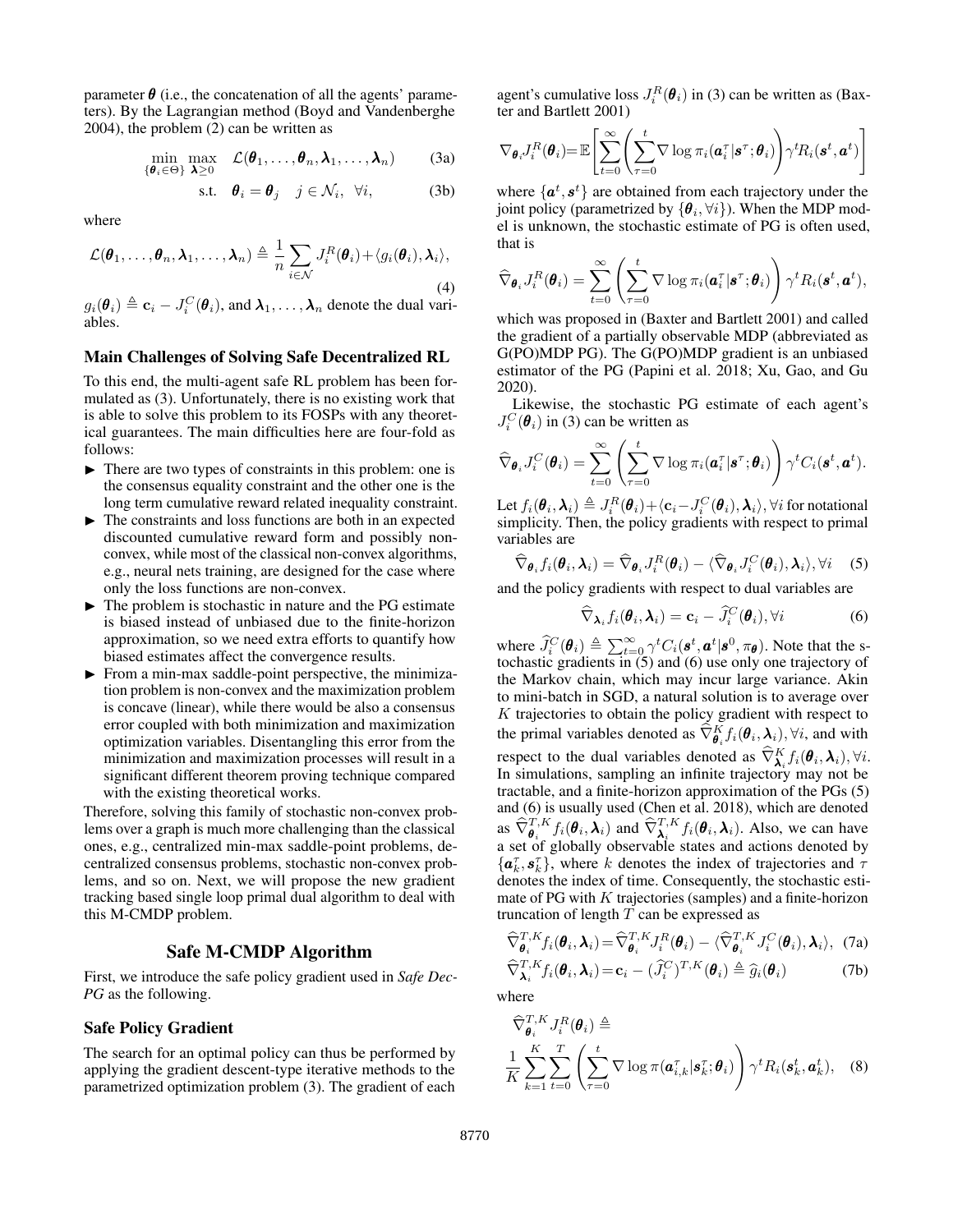parameter $\boldsymbol{\theta}$ (i.e., the concatenation of all the agents' parameters). By the Lagrangian method (Boyd and Vandenberghe 2004), the problem (2) can be written as

$$\min_{\{\boldsymbol{\theta}_i \in \Theta\}} \max_{\boldsymbol{\lambda} \geq 0} \quad \mathcal{L}(\boldsymbol{\theta}_1, \ldots, \boldsymbol{\theta}_n, \boldsymbol{\lambda}_1, \ldots, \boldsymbol{\lambda}_n) \tag{3a}$$

$$\text{s.t.} \quad \boldsymbol{\theta}_i = \boldsymbol{\theta}_j \quad j \in \mathcal{N}_i, \; \forall i, \tag{3b}$$

where

$$\mathcal{L}(\boldsymbol{\theta}_1, \ldots, \boldsymbol{\theta}_n, \boldsymbol{\lambda}_1, \ldots, \boldsymbol{\lambda}_n) \triangleq \frac{1}{n} \sum_{i \in \mathcal{N}} J_i^R(\boldsymbol{\theta}_i) + \langle g_i(\boldsymbol{\theta}_i), \boldsymbol{\lambda}_i \rangle, \tag{4}$$

$g_i(\boldsymbol{\theta}_i) \triangleq \mathbf{c}_i - J_i^C(\boldsymbol{\theta}_i)$, and $\boldsymbol{\lambda}_1, \ldots, \boldsymbol{\lambda}_n$ denote the dual variables.

### Main Challenges of Solving Safe Decentralized RL

To this end, the multi-agent safe RL problem has been formulated as (3). Unfortunately, there is no existing work that is able to solve this problem to its FOSPs with any theoretical guarantees. The main difficulties here are four-fold as follows:

- ► There are two types of constraints in this problem: one is the consensus equality constraint and the other one is the long term cumulative reward related inequality constraint.
- ► The constraints and loss functions are both in an expected discounted cumulative reward form and possibly non-convex, while most of the classical non-convex algorithms, e.g., neural nets training, are designed for the case where only the loss functions are non-convex.
- ► The problem is stochastic in nature and the PG estimate is biased instead of unbiased due to the finite-horizon approximation, so we need extra efforts to quantify how biased estimates affect the convergence results.
- ► From a min-max saddle-point perspective, the minimization problem is non-convex and the maximization problem is concave (linear), while there would be also a consensus error coupled with both minimization and maximization optimization variables. Disentangling this error from the minimization and maximization processes will result in a significant different theorem proving technique compared with the existing theoretical works.

Therefore, solving this family of stochastic non-convex problems over a graph is much more challenging than the classical ones, e.g., centralized min-max saddle-point problems, decentralized consensus problems, stochastic non-convex problems, and so on. Next, we will propose the new gradient tracking based single loop primal dual algorithm to deal with this M-CMDP problem.

## Safe M-CMDP Algorithm

First, we introduce the safe policy gradient used in *Safe Dec-PG* as the following.

### Safe Policy Gradient

The search for an optimal policy can thus be performed by applying the gradient descent-type iterative methods to the parametrized optimization problem (3). The gradient of each agent's cumulative loss $J_i^R(\boldsymbol{\theta}_i)$ in (3) can be written as (Baxter and Bartlett 2001)

$$\nabla_{\boldsymbol{\theta}_i} J_i^R(\boldsymbol{\theta}_i) = \mathbb{E}\left[\sum_{t=0}^{\infty} \left(\sum_{\tau=0}^{t} \nabla \log \pi_i(\boldsymbol{a}_i^\tau | \boldsymbol{s}^\tau; \boldsymbol{\theta}_i)\right) \gamma^t R_i(\boldsymbol{s}^t, \boldsymbol{a}^t)\right]$$

where $\{\boldsymbol{a}^t, \boldsymbol{s}^t\}$ are obtained from each trajectory under the joint policy (parametrized by $\{\boldsymbol{\theta}_i, \forall i\}$). When the MDP model is unknown, the stochastic estimate of PG is often used, that is

$$\widehat{\nabla}_{\boldsymbol{\theta}_i} J_i^R(\boldsymbol{\theta}_i) = \sum_{t=0}^{\infty} \left(\sum_{\tau=0}^{t} \nabla \log \pi_i(\boldsymbol{a}_i^\tau | \boldsymbol{s}^\tau; \boldsymbol{\theta}_i)\right) \gamma^t R_i(\boldsymbol{s}^t, \boldsymbol{a}^t),$$

which was proposed in (Baxter and Bartlett 2001) and called the gradient of a partially observable MDP (abbreviated as G(PO)MDP PG). The G(PO)MDP gradient is an unbiased estimator of the PG (Papini et al. 2018; Xu, Gao, and Gu 2020).

Likewise, the stochastic PG estimate of each agent's $J_i^C(\boldsymbol{\theta}_i)$ in (3) can be written as

$$\widehat{\nabla}_{\boldsymbol{\theta}_i} J_i^C(\boldsymbol{\theta}_i) = \sum_{t=0}^{\infty} \left(\sum_{\tau=0}^{t} \nabla \log \pi_i(\boldsymbol{a}_i^\tau | \boldsymbol{s}^\tau; \boldsymbol{\theta}_i)\right) \gamma^t C_i(\boldsymbol{s}^t, \boldsymbol{a}^t).$$

Let $f_i(\boldsymbol{\theta}_i, \boldsymbol{\lambda}_i) \triangleq J_i^R(\boldsymbol{\theta}_i) + \langle \mathbf{c}_i - J_i^C(\boldsymbol{\theta}_i), \boldsymbol{\lambda}_i \rangle, \forall i$ for notational simplicity. Then, the policy gradients with respect to primal variables are

$$\widehat{\nabla}_{\boldsymbol{\theta}_i} f_i(\boldsymbol{\theta}_i, \boldsymbol{\lambda}_i) = \widehat{\nabla}_{\boldsymbol{\theta}_i} J_i^R(\boldsymbol{\theta}_i) - \langle \widehat{\nabla}_{\boldsymbol{\theta}_i} J_i^C(\boldsymbol{\theta}_i), \boldsymbol{\lambda}_i \rangle, \forall i \tag{5}$$

and the policy gradients with respect to dual variables are

$$\widehat{\nabla}_{\boldsymbol{\lambda}_i} f_i(\boldsymbol{\theta}_i, \boldsymbol{\lambda}_i) = \mathbf{c}_i - \widehat{J}_i^C(\boldsymbol{\theta}_i), \forall i \tag{6}$$

where $\widehat{J}_i^C(\boldsymbol{\theta}_i) \triangleq \sum_{t=0}^{\infty} \gamma^t C_i(\boldsymbol{s}^t, \boldsymbol{a}^t | \boldsymbol{s}^0, \pi_{\boldsymbol{\theta}})$. Note that the stochastic gradients in (5) and (6) use only one trajectory of the Markov chain, which may incur large variance. Akin to mini-batch in SGD, a natural solution is to average over $K$ trajectories to obtain the policy gradient with respect to the primal variables denoted as $\widehat{\nabla}_{\boldsymbol{\theta}_i}^K f_i(\boldsymbol{\theta}_i, \boldsymbol{\lambda}_i), \forall i$, and with respect to the dual variables denoted as $\widehat{\nabla}_{\boldsymbol{\lambda}_i}^K f_i(\boldsymbol{\theta}_i, \boldsymbol{\lambda}_i), \forall i$. In simulations, sampling an infinite trajectory may not be tractable, and a finite-horizon approximation of the PGs (5) and (6) is usually used (Chen et al. 2018), which are denoted as $\widehat{\nabla}_{\boldsymbol{\theta}_i}^{T,K} f_i(\boldsymbol{\theta}_i, \boldsymbol{\lambda}_i)$ and $\widehat{\nabla}_{\boldsymbol{\lambda}_i}^{T,K} f_i(\boldsymbol{\theta}_i, \boldsymbol{\lambda}_i)$. Also, we can have a set of globally observable states and actions denoted by $\{\boldsymbol{a}_k^\tau, \boldsymbol{s}_k^\tau\}$, where $k$ denotes the index of trajectories and $\tau$ denotes the index of time. Consequently, the stochastic estimate of PG with $K$ trajectories (samples) and a finite-horizon truncation of length $T$ can be expressed as

$$\widehat{\nabla}_{\boldsymbol{\theta}_i}^{T,K} f_i(\boldsymbol{\theta}_i, \boldsymbol{\lambda}_i) = \widehat{\nabla}_{\boldsymbol{\theta}_i}^{T,K} J_i^R(\boldsymbol{\theta}) - \langle \widehat{\nabla}_{\boldsymbol{\theta}_i}^{T,K} J_i^C(\boldsymbol{\theta}_i), \boldsymbol{\lambda}_i \rangle, \tag{7a}$$

$$\widehat{\nabla}_{\boldsymbol{\lambda}_i}^{T,K} f_i(\boldsymbol{\theta}_i, \boldsymbol{\lambda}_i) = \mathbf{c}_i - (\widehat{J}_i^C)^{T,K}(\boldsymbol{\theta}_i) \triangleq \widehat{g}_i(\boldsymbol{\theta}_i) \tag{7b}$$

where

$$\widehat{\nabla}_{\boldsymbol{\theta}_i}^{T,K} J_i^R(\boldsymbol{\theta}_i) \triangleq \frac{1}{K} \sum_{k=1}^{K} \sum_{t=0}^{T} \left(\sum_{\tau=0}^{t} \nabla \log \pi(\boldsymbol{a}_{i,k}^\tau | \boldsymbol{s}_k^\tau; \boldsymbol{\theta}_i)\right) \gamma^t R_i(\boldsymbol{s}_k^t, \boldsymbol{a}_k^t), \tag{8}$$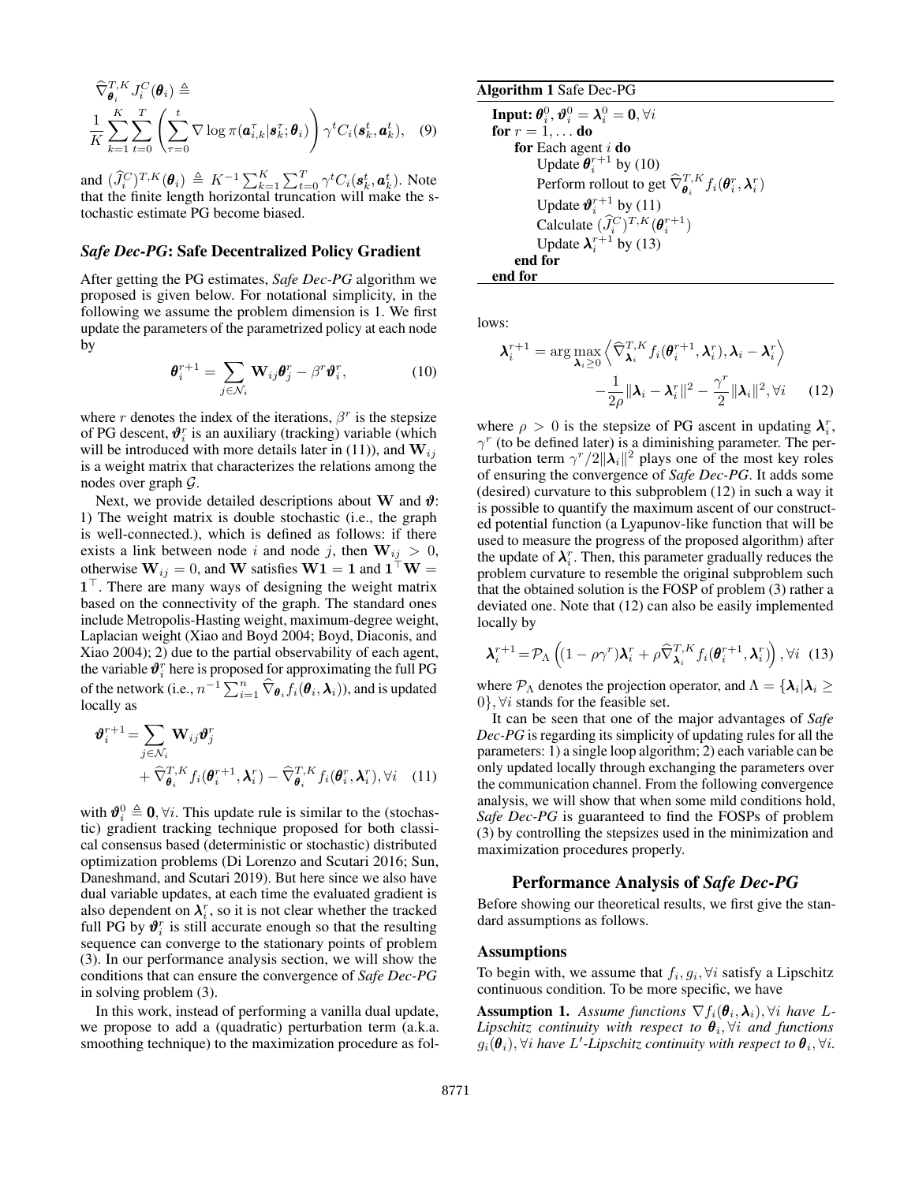$$\widehat{\nabla}^{T,K}_{\boldsymbol{\theta}_i} J_i^C(\boldsymbol{\theta}_i) \triangleq \frac{1}{K}\sum_{k=1}^{K}\sum_{t=0}^{T}\left(\sum_{\tau=0}^{t}\nabla \log \pi(\boldsymbol{a}_{i,k}^{\tau}|\boldsymbol{s}_k^{\tau};\boldsymbol{\theta}_i)\right)\gamma^t C_i(\boldsymbol{s}_k^t,\boldsymbol{a}_k^t), \quad (9)$$

and $(\widehat{J}_i^C)^{T,K}(\boldsymbol{\theta}_i) \triangleq K^{-1}\sum_{k=1}^{K}\sum_{t=0}^{T}\gamma^t C_i(\boldsymbol{s}_k^t,\boldsymbol{a}_k^t)$. Note that the finite length horizontal truncation will make the stochastic estimate PG become biased.

### *Safe Dec-PG*: Safe Decentralized Policy Gradient

After getting the PG estimates, *Safe Dec-PG* algorithm we proposed is given below. For notational simplicity, in the following we assume the problem dimension is 1. We first update the parameters of the parametrized policy at each node by

$$\boldsymbol{\theta}_i^{r+1} = \sum_{j\in\mathcal{N}_i}\mathbf{W}_{ij}\boldsymbol{\theta}_j^r - \beta^r\boldsymbol{\vartheta}_i^r, \quad (10)$$

where $r$ denotes the index of the iterations, $\beta^r$ is the stepsize of PG descent, $\boldsymbol{\vartheta}_i^r$ is an auxiliary (tracking) variable (which will be introduced with more details later in (11)), and $\mathbf{W}_{ij}$ is a weight matrix that characterizes the relations among the nodes over graph $\mathcal{G}$.

Next, we provide detailed descriptions about $\mathbf{W}$ and $\boldsymbol{\vartheta}$: 1) The weight matrix is double stochastic (i.e., the graph is well-connected.), which is defined as follows: if there exists a link between node $i$ and node $j$, then $\mathbf{W}_{ij} > 0$, otherwise $\mathbf{W}_{ij} = 0$, and $\mathbf{W}$ satisfies $\mathbf{W}\mathbf{1} = \mathbf{1}$ and $\mathbf{1}^\top\mathbf{W} = \mathbf{1}^\top$. There are many ways of designing the weight matrix based on the connectivity of the graph. The standard ones include Metropolis-Hasting weight, maximum-degree weight, Laplacian weight (Xiao and Boyd 2004; Boyd, Diaconis, and Xiao 2004); 2) due to the partial observability of each agent, the variable $\boldsymbol{\vartheta}_i^r$ here is proposed for approximating the full PG of the network (i.e., $n^{-1}\sum_{i=1}^{n}\widehat{\nabla}_{\boldsymbol{\theta}_i} f_i(\boldsymbol{\theta}_i,\boldsymbol{\lambda}_i)$), and is updated locally as

$$\boldsymbol{\vartheta}_i^{r+1} = \sum_{j\in\mathcal{N}_i}\mathbf{W}_{ij}\boldsymbol{\vartheta}_j^r + \widehat{\nabla}^{T,K}_{\boldsymbol{\theta}_i} f_i(\boldsymbol{\theta}_i^{r+1},\boldsymbol{\lambda}_i^r) - \widehat{\nabla}^{T,K}_{\boldsymbol{\theta}_i} f_i(\boldsymbol{\theta}_i^{r},\boldsymbol{\lambda}_i^r), \forall i \quad (11)$$

with $\boldsymbol{\vartheta}_i^0 \triangleq \mathbf{0}, \forall i$. This update rule is similar to the (stochastic) gradient tracking technique proposed for both classical consensus based (deterministic or stochastic) distributed optimization problems (Di Lorenzo and Scutari 2016; Sun, Daneshmand, and Scutari 2019). But here since we also have dual variable updates, at each time the evaluated gradient is also dependent on $\boldsymbol{\lambda}_i^r$, so it is not clear whether the tracked full PG by $\boldsymbol{\vartheta}_i^r$ is still accurate enough so that the resulting sequence can converge to the stationary points of problem (3). In our performance analysis section, we will show the conditions that can ensure the convergence of *Safe Dec-PG* in solving problem (3).

In this work, instead of performing a vanilla dual update, we propose to add a (quadratic) perturbation term (a.k.a. smoothing technique) to the maximization procedure as follows:

$$\boldsymbol{\lambda}_i^{r+1} = \arg\max_{\boldsymbol{\lambda}_i\geq 0}\left\langle \widehat{\nabla}^{T,K}_{\boldsymbol{\lambda}_i} f_i(\boldsymbol{\theta}_i^{r+1},\boldsymbol{\lambda}_i^r), \boldsymbol{\lambda}_i - \boldsymbol{\lambda}_i^r\right\rangle - \frac{1}{2\rho}\|\boldsymbol{\lambda}_i - \boldsymbol{\lambda}_i^r\|^2 - \frac{\gamma^r}{2}\|\boldsymbol{\lambda}_i\|^2, \forall i \quad (12)$$

where $\rho > 0$ is the stepsize of PG ascent in updating $\boldsymbol{\lambda}_i^r$, $\gamma^r$ (to be defined later) is a diminishing parameter. The perturbation term $\gamma^r/2\|\boldsymbol{\lambda}_i\|^2$ plays one of the most key roles of ensuring the convergence of *Safe Dec-PG*. It adds some (desired) curvature to this subproblem (12) in such a way it is possible to quantify the maximum ascent of our constructed potential function (a Lyapunov-like function that will be used to measure the progress of the proposed algorithm) after the update of $\boldsymbol{\lambda}_i^r$. Then, this parameter gradually reduces the problem curvature to resemble the original subproblem such that the obtained solution is the FOSP of problem (3) rather a deviated one. Note that (12) can also be easily implemented locally by

$$\boldsymbol{\lambda}_i^{r+1} = \mathcal{P}_\Lambda\left((1-\rho\gamma^r)\boldsymbol{\lambda}_i^r + \rho\widehat{\nabla}^{T,K}_{\boldsymbol{\lambda}_i} f_i(\boldsymbol{\theta}_i^{r+1},\boldsymbol{\lambda}_i^r)\right), \forall i \quad (13)$$

where $\mathcal{P}_\Lambda$ denotes the projection operator, and $\Lambda = \{\boldsymbol{\lambda}_i|\boldsymbol{\lambda}_i \geq 0\}, \forall i$ stands for the feasible set.

It can be seen that one of the major advantages of *Safe Dec-PG* is regarding its simplicity of updating rules for all the parameters: 1) a single loop algorithm; 2) each variable can be only updated locally through exchanging the parameters over the communication channel. From the following convergence analysis, we will show that when some mild conditions hold, *Safe Dec-PG* is guaranteed to find the FOSPs of problem (3) by controlling the stepsizes used in the minimization and maximization procedures properly.

**Algorithm 1** Safe Dec-PG

```
Input: θ_i^0, ϑ_i^0 = λ_i^0 = 0, ∀i
for r = 1, ... do
    for Each agent i do
        Update θ_i^{r+1} by (10)
        Perform rollout to get ∇̂_{θ_i}^{T,K} f_i(θ_i^r, λ_i^r)
        Update ϑ_i^{r+1} by (11)
        Calculate (Ĵ_i^C)^{T,K}(θ_i^{r+1})
        Update λ_i^{r+1} by (13)
    end for
end for
```

## Performance Analysis of *Safe Dec-PG*

Before showing our theoretical results, we first give the standard assumptions as follows.

### Assumptions

To begin with, we assume that $f_i, g_i, \forall i$ satisfy a Lipschitz continuous condition. To be more specific, we have

**Assumption 1.** *Assume functions $\nabla f_i(\boldsymbol{\theta}_i,\boldsymbol{\lambda}_i), \forall i$ have $L$-Lipschitz continuity with respect to $\boldsymbol{\theta}_i, \forall i$ and functions $g_i(\boldsymbol{\theta}_i), \forall i$ have $L'$-Lipschitz continuity with respect to $\boldsymbol{\theta}_i, \forall i$.*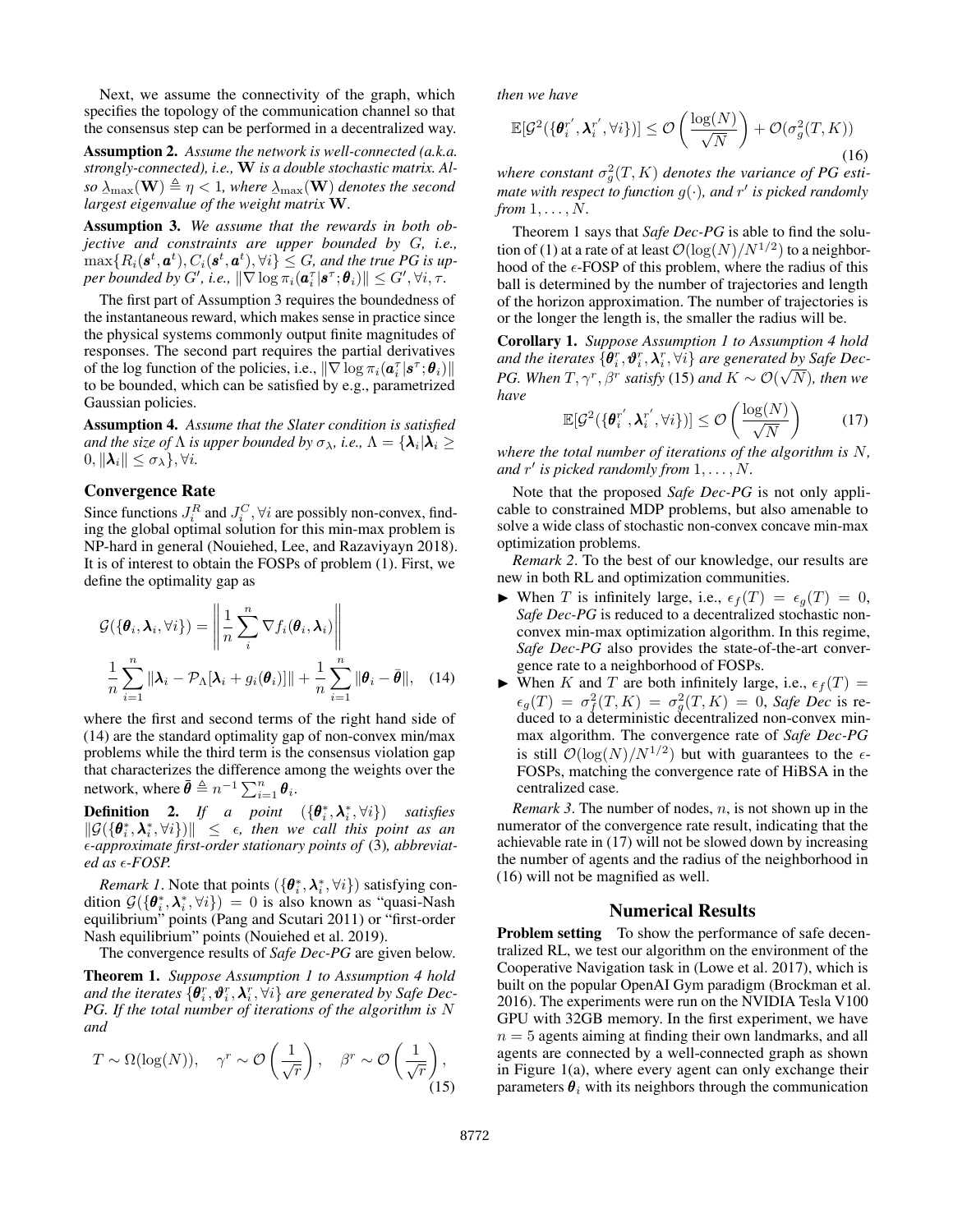Next, we assume the connectivity of the graph, which specifies the topology of the communication channel so that the consensus step can be performed in a decentralized way.

**Assumption 2.** *Assume the network is well-connected (a.k.a. strongly-connected), i.e.,* $\mathbf{W}$ *is a double stochastic matrix. Also* $\lambda_{\max}(\mathbf{W}) \triangleq \eta < 1$*, where* $\lambda_{\max}(\mathbf{W})$ *denotes the second largest eigenvalue of the weight matrix* $\mathbf{W}$.

**Assumption 3.** *We assume that the rewards in both objective and constraints are upper bounded by* $G$*, i.e.,* $\max\{R_i(\boldsymbol{s}^t, \boldsymbol{a}^t), C_i(\boldsymbol{s}^t, \boldsymbol{a}^t), \forall i\} \leq G$*, and the true PG is upper bounded by* $G'$*, i.e.,* $\|\nabla \log \pi_i(\boldsymbol{a}_i^\tau | \boldsymbol{s}^\tau; \boldsymbol{\theta}_i)\| \leq G', \forall i, \tau$.

The first part of Assumption 3 requires the boundedness of the instantaneous reward, which makes sense in practice since the physical systems commonly output finite magnitudes of responses. The second part requires the partial derivatives of the log function of the policies, i.e., $\|\nabla \log \pi_i(\boldsymbol{a}_i^\tau | \boldsymbol{s}^\tau; \boldsymbol{\theta}_i)\|$ to be bounded, which can be satisfied by e.g., parametrized Gaussian policies.

**Assumption 4.** *Assume that the Slater condition is satisfied and the size of* $\Lambda$ *is upper bounded by* $\sigma_\lambda$*, i.e.,* $\Lambda = \{\boldsymbol{\lambda}_i | \boldsymbol{\lambda}_i \geq 0, \|\boldsymbol{\lambda}_i\| \leq \sigma_\lambda\}, \forall i$.

## Convergence Rate

Since functions $J_i^R$ and $J_i^C, \forall i$ are possibly non-convex, finding the global optimal solution for this min-max problem is NP-hard in general (Nouiehed, Lee, and Razaviyayn 2018). It is of interest to obtain the FOSPs of problem (1). First, we define the optimality gap as

$$\mathcal{G}(\{\boldsymbol{\theta}_i, \boldsymbol{\lambda}_i, \forall i\}) = \left\| \frac{1}{n} \sum_i^n \nabla f_i(\boldsymbol{\theta}_i, \boldsymbol{\lambda}_i) \right\|$$

$$\frac{1}{n} \sum_{i=1}^n \|\boldsymbol{\lambda}_i - \mathcal{P}_\Lambda[\boldsymbol{\lambda}_i + g_i(\boldsymbol{\theta}_i)]\| + \frac{1}{n} \sum_{i=1}^n \|\boldsymbol{\theta}_i - \bar{\boldsymbol{\theta}}\|, \quad (14)$$

where the first and second terms of the right hand side of (14) are the standard optimality gap of non-convex min/max problems while the third term is the consensus violation gap that characterizes the difference among the weights over the network, where $\bar{\boldsymbol{\theta}} \triangleq n^{-1} \sum_{i=1}^n \boldsymbol{\theta}_i$.

**Definition 2.** *If a point* $(\{\boldsymbol{\theta}_i^*, \boldsymbol{\lambda}_i^*, \forall i\})$ *satisfies* $\|\mathcal{G}(\{\boldsymbol{\theta}_i^*, \boldsymbol{\lambda}_i^*, \forall i\})\| \leq \epsilon$*, then we call this point as an* $\epsilon$*-approximate first-order stationary points of* (3)*, abbreviated as* $\epsilon$*-FOSP.*

*Remark 1.* Note that points $(\{\boldsymbol{\theta}_i^*, \boldsymbol{\lambda}_i^*, \forall i\})$ satisfying condition $\mathcal{G}(\{\boldsymbol{\theta}_i^*, \boldsymbol{\lambda}_i^*, \forall i\}) = 0$ is also known as "quasi-Nash equilibrium" points (Pang and Scutari 2011) or "first-order Nash equilibrium" points (Nouiehed et al. 2019).

The convergence results of *Safe Dec-PG* are given below.

**Theorem 1.** *Suppose Assumption 1 to Assumption 4 hold and the iterates* $\{\boldsymbol{\theta}_i^r, \boldsymbol{\vartheta}_i^r, \boldsymbol{\lambda}_i^r, \forall i\}$ *are generated by Safe Dec-PG. If the total number of iterations of the algorithm is* $N$ *and*

$$T \sim \Omega(\log(N)), \quad \gamma^r \sim \mathcal{O}\left(\frac{1}{\sqrt{r}}\right), \quad \beta^r \sim \mathcal{O}\left(\frac{1}{\sqrt{r}}\right), \quad (15)$$

*then we have*

$$\mathbb{E}[\mathcal{G}^2(\{\boldsymbol{\theta}_i^{r'}, \boldsymbol{\lambda}_i^{r'}, \forall i\})] \leq \mathcal{O}\left(\frac{\log(N)}{\sqrt{N}}\right) + \mathcal{O}(\sigma_g^2(T, K)) \quad (16)$$

*where constant* $\sigma_g^2(T, K)$ *denotes the variance of PG estimate with respect to function* $g(\cdot)$*, and* $r'$ *is picked randomly from* $1, \ldots, N$.

Theorem 1 says that *Safe Dec-PG* is able to find the solution of (1) at a rate of at least $\mathcal{O}(\log(N)/N^{1/2})$ to a neighborhood of the $\epsilon$-FOSP of this problem, where the radius of this ball is determined by the number of trajectories and length of the horizon approximation. The number of trajectories is or the longer the length is, the smaller the radius will be.

**Corollary 1.** *Suppose Assumption 1 to Assumption 4 hold and the iterates* $\{\boldsymbol{\theta}_i^r, \boldsymbol{\vartheta}_i^r, \boldsymbol{\lambda}_i^r, \forall i\}$ *are generated by Safe Dec-PG. When* $T, \gamma^r, \beta^r$ *satisfy* (15) *and* $K \sim \mathcal{O}(\sqrt{N})$*, then we have*

$$\mathbb{E}[\mathcal{G}^2(\{\boldsymbol{\theta}_i^{r'}, \boldsymbol{\lambda}_i^{r'}, \forall i\})] \leq \mathcal{O}\left(\frac{\log(N)}{\sqrt{N}}\right) \quad (17)$$

*where the total number of iterations of the algorithm is* $N$*, and* $r'$ *is picked randomly from* $1, \ldots, N$.

Note that the proposed *Safe Dec-PG* is not only applicable to constrained MDP problems, but also amenable to solve a wide class of stochastic non-convex concave min-max optimization problems.

*Remark 2.* To the best of our knowledge, our results are new in both RL and optimization communities.

- When $T$ is infinitely large, i.e., $\epsilon_f(T) = \epsilon_g(T) = 0$, *Safe Dec-PG* is reduced to a decentralized stochastic nonconvex min-max optimization algorithm. In this regime, *Safe Dec-PG* also provides the state-of-the-art convergence rate to a neighborhood of FOSPs.
- When $K$ and $T$ are both infinitely large, i.e., $\epsilon_f(T) = \epsilon_g(T) = \sigma_f^2(T, K) = \sigma_g^2(T, K) = 0$, *Safe Dec* is reduced to a deterministic decentralized non-convex min-max algorithm. The convergence rate of *Safe Dec-PG* is still $\mathcal{O}(\log(N)/N^{1/2})$ but with guarantees to the $\epsilon$-FOSPs, matching the convergence rate of HiBSA in the centralized case.

*Remark 3.* The number of nodes, $n$, is not shown up in the numerator of the convergence rate result, indicating that the achievable rate in (17) will not be slowed down by increasing the number of agents and the radius of the neighborhood in (16) will not be magnified as well.

# Numerical Results

**Problem setting** To show the performance of safe decentralized RL, we test our algorithm on the environment of the Cooperative Navigation task in (Lowe et al. 2017), which is built on the popular OpenAI Gym paradigm (Brockman et al. 2016). The experiments were run on the NVIDIA Tesla V100 GPU with 32GB memory. In the first experiment, we have $n = 5$ agents aiming at finding their own landmarks, and all agents are connected by a well-connected graph as shown in Figure 1(a), where every agent can only exchange their parameters $\boldsymbol{\theta}_i$ with its neighbors through the communication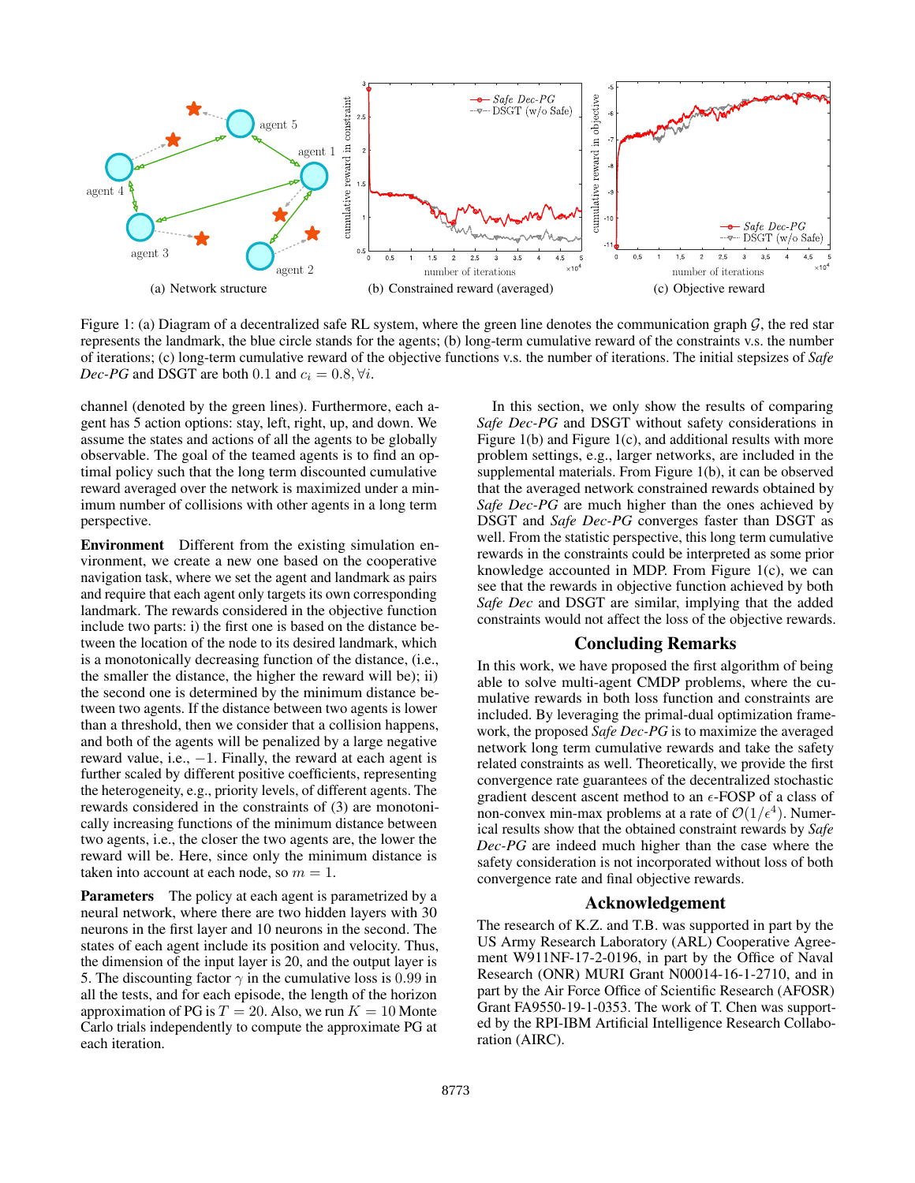(a) Network structure

(b) Constrained reward (averaged)

(c) Objective reward

Figure 1: (a) Diagram of a decentralized safe RL system, where the green line denotes the communication graph $\mathcal{G}$, the red star represents the landmark, the blue circle stands for the agents; (b) long-term cumulative reward of the constraints v.s. the number of iterations; (c) long-term cumulative reward of the objective functions v.s. the number of iterations. The initial stepsizes of *Safe Dec-PG* and DSGT are both 0.1 and $c_i = 0.8, \forall i$.

channel (denoted by the green lines). Furthermore, each agent has 5 action options: stay, left, right, up, and down. We assume the states and actions of all the agents to be globally observable. The goal of the teamed agents is to find an optimal policy such that the long term discounted cumulative reward averaged over the network is maximized under a minimum number of collisions with other agents in a long term perspective.

**Environment** Different from the existing simulation environment, we create a new one based on the cooperative navigation task, where we set the agent and landmark as pairs and require that each agent only targets its own corresponding landmark. The rewards considered in the objective function include two parts: i) the first one is based on the distance between the location of the node to its desired landmark, which is a monotonically decreasing function of the distance, (i.e., the smaller the distance, the higher the reward will be); ii) the second one is determined by the minimum distance between two agents. If the distance between two agents is lower than a threshold, then we consider that a collision happens, and both of the agents will be penalized by a large negative reward value, i.e., $-1$. Finally, the reward at each agent is further scaled by different positive coefficients, representing the heterogeneity, e.g., priority levels, of different agents. The rewards considered in the constraints of (3) are monotonically increasing functions of the minimum distance between two agents, i.e., the closer the two agents are, the lower the reward will be. Here, since only the minimum distance is taken into account at each node, so $m = 1$.

**Parameters** The policy at each agent is parametrized by a neural network, where there are two hidden layers with 30 neurons in the first layer and 10 neurons in the second. The states of each agent include its position and velocity. Thus, the dimension of the input layer is 20, and the output layer is 5. The discounting factor $\gamma$ in the cumulative loss is 0.99 in all the tests, and for each episode, the length of the horizon approximation of PG is $T = 20$. Also, we run $K = 10$ Monte Carlo trials independently to compute the approximate PG at each iteration.

In this section, we only show the results of comparing *Safe Dec-PG* and DSGT without safety considerations in Figure 1(b) and Figure 1(c), and additional results with more problem settings, e.g., larger networks, are included in the supplemental materials. From Figure 1(b), it can be observed that the averaged network constrained rewards obtained by *Safe Dec-PG* are much higher than the ones achieved by DSGT and *Safe Dec-PG* converges faster than DSGT as well. From the statistic perspective, this long term cumulative rewards in the constraints could be interpreted as some prior knowledge accounted in MDP. From Figure 1(c), we can see that the rewards in objective function achieved by both *Safe Dec* and DSGT are similar, implying that the added constraints would not affect the loss of the objective rewards.

## Concluding Remarks

In this work, we have proposed the first algorithm of being able to solve multi-agent CMDP problems, where the cumulative rewards in both loss function and constraints are included. By leveraging the primal-dual optimization framework, the proposed *Safe Dec-PG* is to maximize the averaged network long term cumulative rewards and take the safety related constraints as well. Theoretically, we provide the first convergence rate guarantees of the decentralized stochastic gradient descent ascent method to an $\epsilon$-FOSP of a class of non-convex min-max problems at a rate of $\mathcal{O}(1/\epsilon^4)$. Numerical results show that the obtained constraint rewards by *Safe Dec-PG* are indeed much higher than the case where the safety consideration is not incorporated without loss of both convergence rate and final objective rewards.

## Acknowledgement

The research of K.Z. and T.B. was supported in part by the US Army Research Laboratory (ARL) Cooperative Agreement W911NF-17-2-0196, in part by the Office of Naval Research (ONR) MURI Grant N00014-16-1-2710, and in part by the Air Force Office of Scientific Research (AFOSR) Grant FA9550-19-1-0353. The work of T. Chen was supported by the RPI-IBM Artificial Intelligence Research Collaboration (AIRC).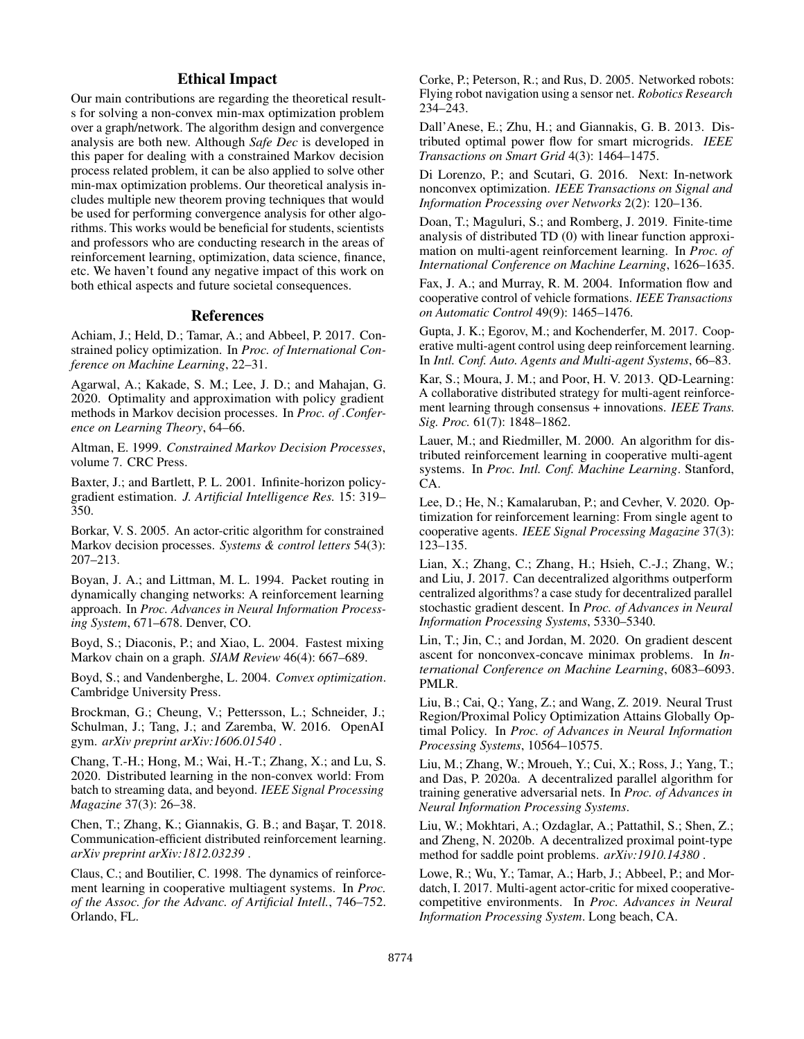## Ethical Impact

Our main contributions are regarding the theoretical results for solving a non-convex min-max optimization problem over a graph/network. The algorithm design and convergence analysis are both new. Although *Safe Dec* is developed in this paper for dealing with a constrained Markov decision process related problem, it can be also applied to solve other min-max optimization problems. Our theoretical analysis includes multiple new theorem proving techniques that would be used for performing convergence analysis for other algorithms. This works would be beneficial for students, scientists and professors who are conducting research in the areas of reinforcement learning, optimization, data science, finance, etc. We haven't found any negative impact of this work on both ethical aspects and future societal consequences.

## References

Achiam, J.; Held, D.; Tamar, A.; and Abbeel, P. 2017. Constrained policy optimization. In *Proc. of International Conference on Machine Learning*, 22–31.

Agarwal, A.; Kakade, S. M.; Lee, J. D.; and Mahajan, G. 2020. Optimality and approximation with policy gradient methods in Markov decision processes. In *Proc. of .Conference on Learning Theory*, 64–66.

Altman, E. 1999. *Constrained Markov Decision Processes*, volume 7. CRC Press.

Baxter, J.; and Bartlett, P. L. 2001. Infinite-horizon policy-gradient estimation. *J. Artificial Intelligence Res.* 15: 319–350.

Borkar, V. S. 2005. An actor-critic algorithm for constrained Markov decision processes. *Systems & control letters* 54(3): 207–213.

Boyan, J. A.; and Littman, M. L. 1994. Packet routing in dynamically changing networks: A reinforcement learning approach. In *Proc. Advances in Neural Information Processing System*, 671–678. Denver, CO.

Boyd, S.; Diaconis, P.; and Xiao, L. 2004. Fastest mixing Markov chain on a graph. *SIAM Review* 46(4): 667–689.

Boyd, S.; and Vandenberghe, L. 2004. *Convex optimization*. Cambridge University Press.

Brockman, G.; Cheung, V.; Pettersson, L.; Schneider, J.; Schulman, J.; Tang, J.; and Zaremba, W. 2016. OpenAI gym. *arXiv preprint arXiv:1606.01540* .

Chang, T.-H.; Hong, M.; Wai, H.-T.; Zhang, X.; and Lu, S. 2020. Distributed learning in the non-convex world: From batch to streaming data, and beyond. *IEEE Signal Processing Magazine* 37(3): 26–38.

Chen, T.; Zhang, K.; Giannakis, G. B.; and Başar, T. 2018. Communication-efficient distributed reinforcement learning. *arXiv preprint arXiv:1812.03239* .

Claus, C.; and Boutilier, C. 1998. The dynamics of reinforcement learning in cooperative multiagent systems. In *Proc. of the Assoc. for the Advanc. of Artificial Intell.*, 746–752. Orlando, FL.

Corke, P.; Peterson, R.; and Rus, D. 2005. Networked robots: Flying robot navigation using a sensor net. *Robotics Research* 234–243.

Dall'Anese, E.; Zhu, H.; and Giannakis, G. B. 2013. Distributed optimal power flow for smart microgrids. *IEEE Transactions on Smart Grid* 4(3): 1464–1475.

Di Lorenzo, P.; and Scutari, G. 2016. Next: In-network nonconvex optimization. *IEEE Transactions on Signal and Information Processing over Networks* 2(2): 120–136.

Doan, T.; Maguluri, S.; and Romberg, J. 2019. Finite-time analysis of distributed TD (0) with linear function approximation on multi-agent reinforcement learning. In *Proc. of International Conference on Machine Learning*, 1626–1635.

Fax, J. A.; and Murray, R. M. 2004. Information flow and cooperative control of vehicle formations. *IEEE Transactions on Automatic Control* 49(9): 1465–1476.

Gupta, J. K.; Egorov, M.; and Kochenderfer, M. 2017. Cooperative multi-agent control using deep reinforcement learning. In *Intl. Conf. Auto. Agents and Multi-agent Systems*, 66–83.

Kar, S.; Moura, J. M.; and Poor, H. V. 2013. QD-Learning: A collaborative distributed strategy for multi-agent reinforcement learning through consensus + innovations. *IEEE Trans. Sig. Proc.* 61(7): 1848–1862.

Lauer, M.; and Riedmiller, M. 2000. An algorithm for distributed reinforcement learning in cooperative multi-agent systems. In *Proc. Intl. Conf. Machine Learning*. Stanford, CA.

Lee, D.; He, N.; Kamalaruban, P.; and Cevher, V. 2020. Optimization for reinforcement learning: From single agent to cooperative agents. *IEEE Signal Processing Magazine* 37(3): 123–135.

Lian, X.; Zhang, C.; Zhang, H.; Hsieh, C.-J.; Zhang, W.; and Liu, J. 2017. Can decentralized algorithms outperform centralized algorithms? a case study for decentralized parallel stochastic gradient descent. In *Proc. of Advances in Neural Information Processing Systems*, 5330–5340.

Lin, T.; Jin, C.; and Jordan, M. 2020. On gradient descent ascent for nonconvex-concave minimax problems. In *International Conference on Machine Learning*, 6083–6093. PMLR.

Liu, B.; Cai, Q.; Yang, Z.; and Wang, Z. 2019. Neural Trust Region/Proximal Policy Optimization Attains Globally Optimal Policy. In *Proc. of Advances in Neural Information Processing Systems*, 10564–10575.

Liu, M.; Zhang, W.; Mroueh, Y.; Cui, X.; Ross, J.; Yang, T.; and Das, P. 2020a. A decentralized parallel algorithm for training generative adversarial nets. In *Proc. of Advances in Neural Information Processing Systems*.

Liu, W.; Mokhtari, A.; Ozdaglar, A.; Pattathil, S.; Shen, Z.; and Zheng, N. 2020b. A decentralized proximal point-type method for saddle point problems. *arXiv:1910.14380* .

Lowe, R.; Wu, Y.; Tamar, A.; Harb, J.; Abbeel, P.; and Mordatch, I. 2017. Multi-agent actor-critic for mixed cooperative-competitive environments. In *Proc. Advances in Neural Information Processing System*. Long beach, CA.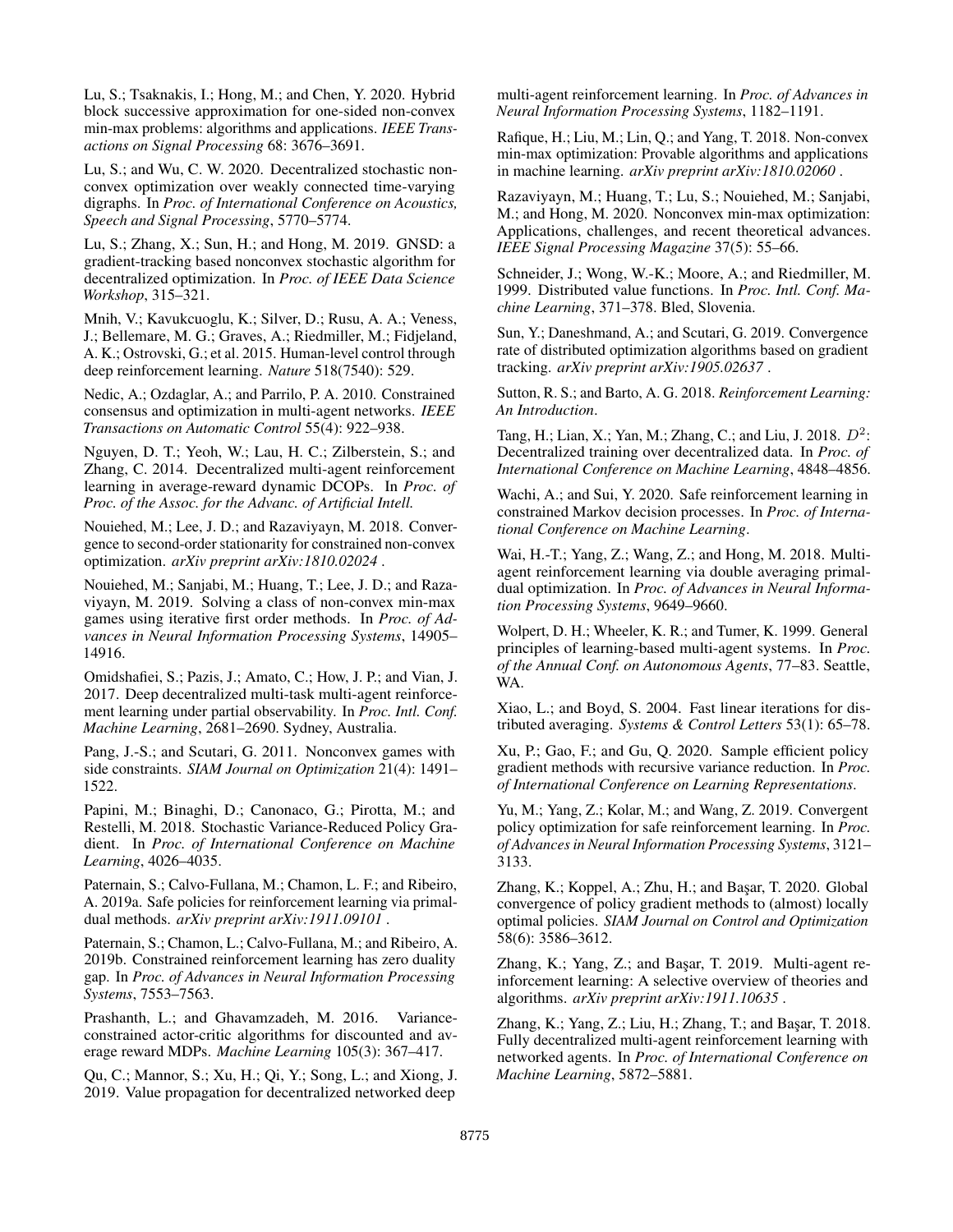Lu, S.; Tsaknakis, I.; Hong, M.; and Chen, Y. 2020. Hybrid block successive approximation for one-sided non-convex min-max problems: algorithms and applications. *IEEE Transactions on Signal Processing* 68: 3676–3691.

Lu, S.; and Wu, C. W. 2020. Decentralized stochastic nonconvex optimization over weakly connected time-varying digraphs. In *Proc. of International Conference on Acoustics, Speech and Signal Processing*, 5770–5774.

Lu, S.; Zhang, X.; Sun, H.; and Hong, M. 2019. GNSD: a gradient-tracking based nonconvex stochastic algorithm for decentralized optimization. In *Proc. of IEEE Data Science Workshop*, 315–321.

Mnih, V.; Kavukcuoglu, K.; Silver, D.; Rusu, A. A.; Veness, J.; Bellemare, M. G.; Graves, A.; Riedmiller, M.; Fidjeland, A. K.; Ostrovski, G.; et al. 2015. Human-level control through deep reinforcement learning. *Nature* 518(7540): 529.

Nedic, A.; Ozdaglar, A.; and Parrilo, P. A. 2010. Constrained consensus and optimization in multi-agent networks. *IEEE Transactions on Automatic Control* 55(4): 922–938.

Nguyen, D. T.; Yeoh, W.; Lau, H. C.; Zilberstein, S.; and Zhang, C. 2014. Decentralized multi-agent reinforcement learning in average-reward dynamic DCOPs. In *Proc. of Proc. of the Assoc. for the Advanc. of Artificial Intell.*

Nouiehed, M.; Lee, J. D.; and Razaviyayn, M. 2018. Convergence to second-order stationarity for constrained non-convex optimization. *arXiv preprint arXiv:1810.02024* .

Nouiehed, M.; Sanjabi, M.; Huang, T.; Lee, J. D.; and Razaviyayn, M. 2019. Solving a class of non-convex min-max games using iterative first order methods. In *Proc. of Advances in Neural Information Processing Systems*, 14905–14916.

Omidshafiei, S.; Pazis, J.; Amato, C.; How, J. P.; and Vian, J. 2017. Deep decentralized multi-task multi-agent reinforcement learning under partial observability. In *Proc. Intl. Conf. Machine Learning*, 2681–2690. Sydney, Australia.

Pang, J.-S.; and Scutari, G. 2011. Nonconvex games with side constraints. *SIAM Journal on Optimization* 21(4): 1491–1522.

Papini, M.; Binaghi, D.; Canonaco, G.; Pirotta, M.; and Restelli, M. 2018. Stochastic Variance-Reduced Policy Gradient. In *Proc. of International Conference on Machine Learning*, 4026–4035.

Paternain, S.; Calvo-Fullana, M.; Chamon, L. F.; and Ribeiro, A. 2019a. Safe policies for reinforcement learning via primal-dual methods. *arXiv preprint arXiv:1911.09101* .

Paternain, S.; Chamon, L.; Calvo-Fullana, M.; and Ribeiro, A. 2019b. Constrained reinforcement learning has zero duality gap. In *Proc. of Advances in Neural Information Processing Systems*, 7553–7563.

Prashanth, L.; and Ghavamzadeh, M. 2016. Variance-constrained actor-critic algorithms for discounted and average reward MDPs. *Machine Learning* 105(3): 367–417.

Qu, C.; Mannor, S.; Xu, H.; Qi, Y.; Song, L.; and Xiong, J. 2019. Value propagation for decentralized networked deep multi-agent reinforcement learning. In *Proc. of Advances in Neural Information Processing Systems*, 1182–1191.

Rafique, H.; Liu, M.; Lin, Q.; and Yang, T. 2018. Non-convex min-max optimization: Provable algorithms and applications in machine learning. *arXiv preprint arXiv:1810.02060* .

Razaviyayn, M.; Huang, T.; Lu, S.; Nouiehed, M.; Sanjabi, M.; and Hong, M. 2020. Nonconvex min-max optimization: Applications, challenges, and recent theoretical advances. *IEEE Signal Processing Magazine* 37(5): 55–66.

Schneider, J.; Wong, W.-K.; Moore, A.; and Riedmiller, M. 1999. Distributed value functions. In *Proc. Intl. Conf. Machine Learning*, 371–378. Bled, Slovenia.

Sun, Y.; Daneshmand, A.; and Scutari, G. 2019. Convergence rate of distributed optimization algorithms based on gradient tracking. *arXiv preprint arXiv:1905.02637* .

Sutton, R. S.; and Barto, A. G. 2018. *Reinforcement Learning: An Introduction*.

Tang, H.; Lian, X.; Yan, M.; Zhang, C.; and Liu, J. 2018. $D^2$: Decentralized training over decentralized data. In *Proc. of International Conference on Machine Learning*, 4848–4856.

Wachi, A.; and Sui, Y. 2020. Safe reinforcement learning in constrained Markov decision processes. In *Proc. of International Conference on Machine Learning*.

Wai, H.-T.; Yang, Z.; Wang, Z.; and Hong, M. 2018. Multi-agent reinforcement learning via double averaging primal-dual optimization. In *Proc. of Advances in Neural Information Processing Systems*, 9649–9660.

Wolpert, D. H.; Wheeler, K. R.; and Tumer, K. 1999. General principles of learning-based multi-agent systems. In *Proc. of the Annual Conf. on Autonomous Agents*, 77–83. Seattle, WA.

Xiao, L.; and Boyd, S. 2004. Fast linear iterations for distributed averaging. *Systems & Control Letters* 53(1): 65–78.

Xu, P.; Gao, F.; and Gu, Q. 2020. Sample efficient policy gradient methods with recursive variance reduction. In *Proc. of International Conference on Learning Representations*.

Yu, M.; Yang, Z.; Kolar, M.; and Wang, Z. 2019. Convergent policy optimization for safe reinforcement learning. In *Proc. of Advances in Neural Information Processing Systems*, 3121–3133.

Zhang, K.; Koppel, A.; Zhu, H.; and Başar, T. 2020. Global convergence of policy gradient methods to (almost) locally optimal policies. *SIAM Journal on Control and Optimization* 58(6): 3586–3612.

Zhang, K.; Yang, Z.; and Başar, T. 2019. Multi-agent reinforcement learning: A selective overview of theories and algorithms. *arXiv preprint arXiv:1911.10635* .

Zhang, K.; Yang, Z.; Liu, H.; Zhang, T.; and Başar, T. 2018. Fully decentralized multi-agent reinforcement learning with networked agents. In *Proc. of International Conference on Machine Learning*, 5872–5881.